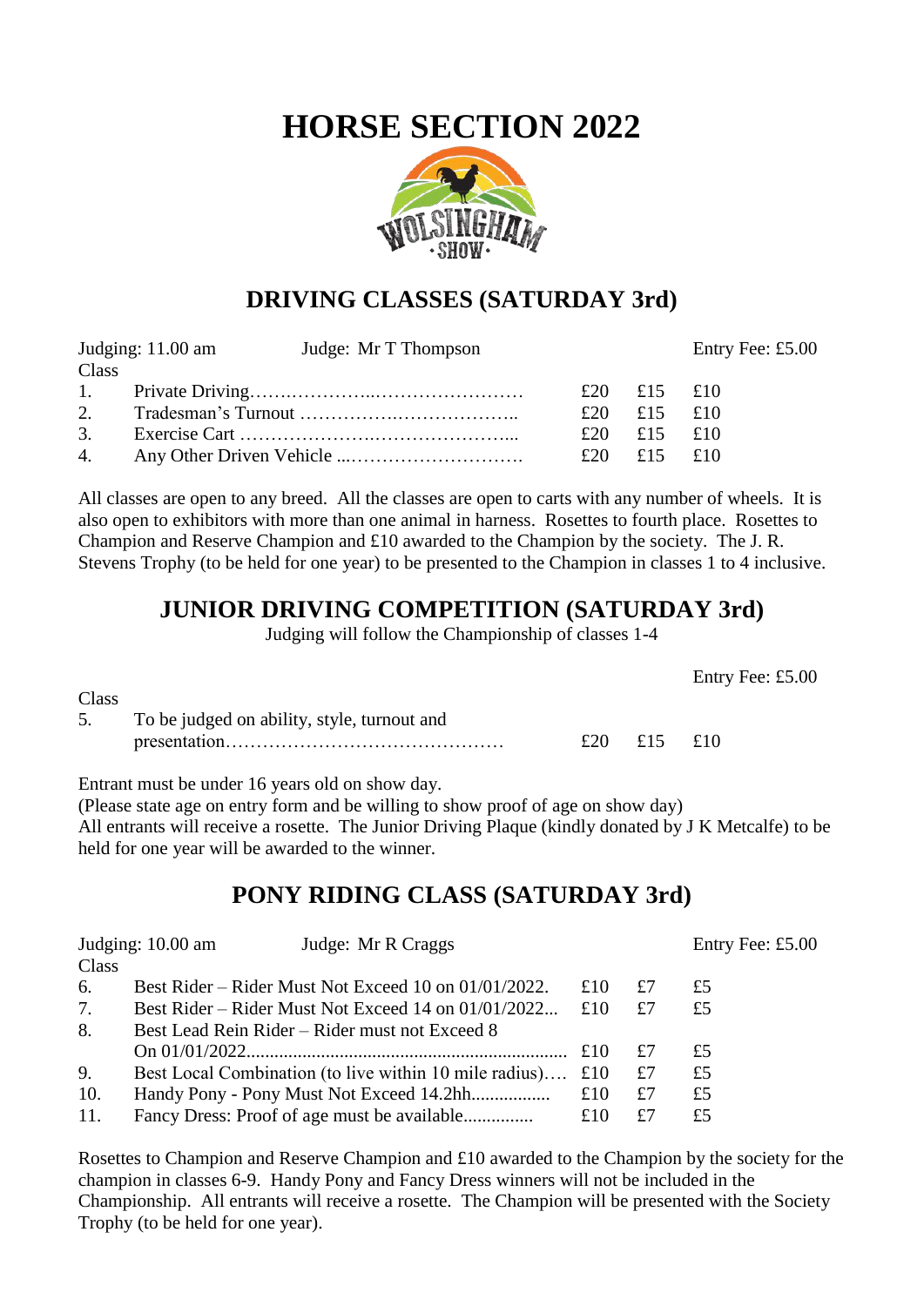# HORSE SECTION 2022

WOLSINGHAM SHOW

## DRIVING CLASSES (SATURDAY 3rd)

Judging: 11.00 am Judge: Mr T Thompson Entry Fee: £5.00

| Class | | | | |
|---|---|---|---|---|
| 1. | Private Driving…………………………………… | £20 | £15 | £10 |
| 2. | Tradesman's Turnout ……………………………….. | £20 | £15 | £10 |
| 3. | Exercise Cart ………………………………………... | £20 | £15 | £10 |
| 4. | Any Other Driven Vehicle ...………………………. | £20 | £15 | £10 |

All classes are open to any breed. All the classes are open to carts with any number of wheels. It is also open to exhibitors with more than one animal in harness. Rosettes to fourth place. Rosettes to Champion and Reserve Champion and £10 awarded to the Champion by the society. The J. R. Stevens Trophy (to be held for one year) to be presented to the Champion in classes 1 to 4 inclusive.

## JUNIOR DRIVING COMPETITION (SATURDAY 3rd)

Judging will follow the Championship of classes 1-4

Entry Fee: £5.00

| Class | | | | |
|---|---|---|---|---|
| 5. | To be judged on ability, style, turnout and presentation……………………………………… | £20 | £15 | £10 |

Entrant must be under 16 years old on show day.
(Please state age on entry form and be willing to show proof of age on show day)
All entrants will receive a rosette. The Junior Driving Plaque (kindly donated by J K Metcalfe) to be held for one year will be awarded to the winner.

## PONY RIDING CLASS (SATURDAY 3rd)

Judging: 10.00 am Judge: Mr R Craggs Entry Fee: £5.00

| Class | | | | |
|---|---|---|---|---|
| 6. | Best Rider – Rider Must Not Exceed 10 on 01/01/2022. | £10 | £7 | £5 |
| 7. | Best Rider – Rider Must Not Exceed 14 on 01/01/2022... | £10 | £7 | £5 |
| 8. | Best Lead Rein Rider – Rider must not Exceed 8 On 01/01/2022.................................................................... | £10 | £7 | £5 |
| 9. | Best Local Combination (to live within 10 mile radius)…. | £10 | £7 | £5 |
| 10. | Handy Pony - Pony Must Not Exceed 14.2hh................. | £10 | £7 | £5 |
| 11. | Fancy Dress: Proof of age must be available............... | £10 | £7 | £5 |

Rosettes to Champion and Reserve Champion and £10 awarded to the Champion by the society for the champion in classes 6-9. Handy Pony and Fancy Dress winners will not be included in the Championship. All entrants will receive a rosette. The Champion will be presented with the Society Trophy (to be held for one year).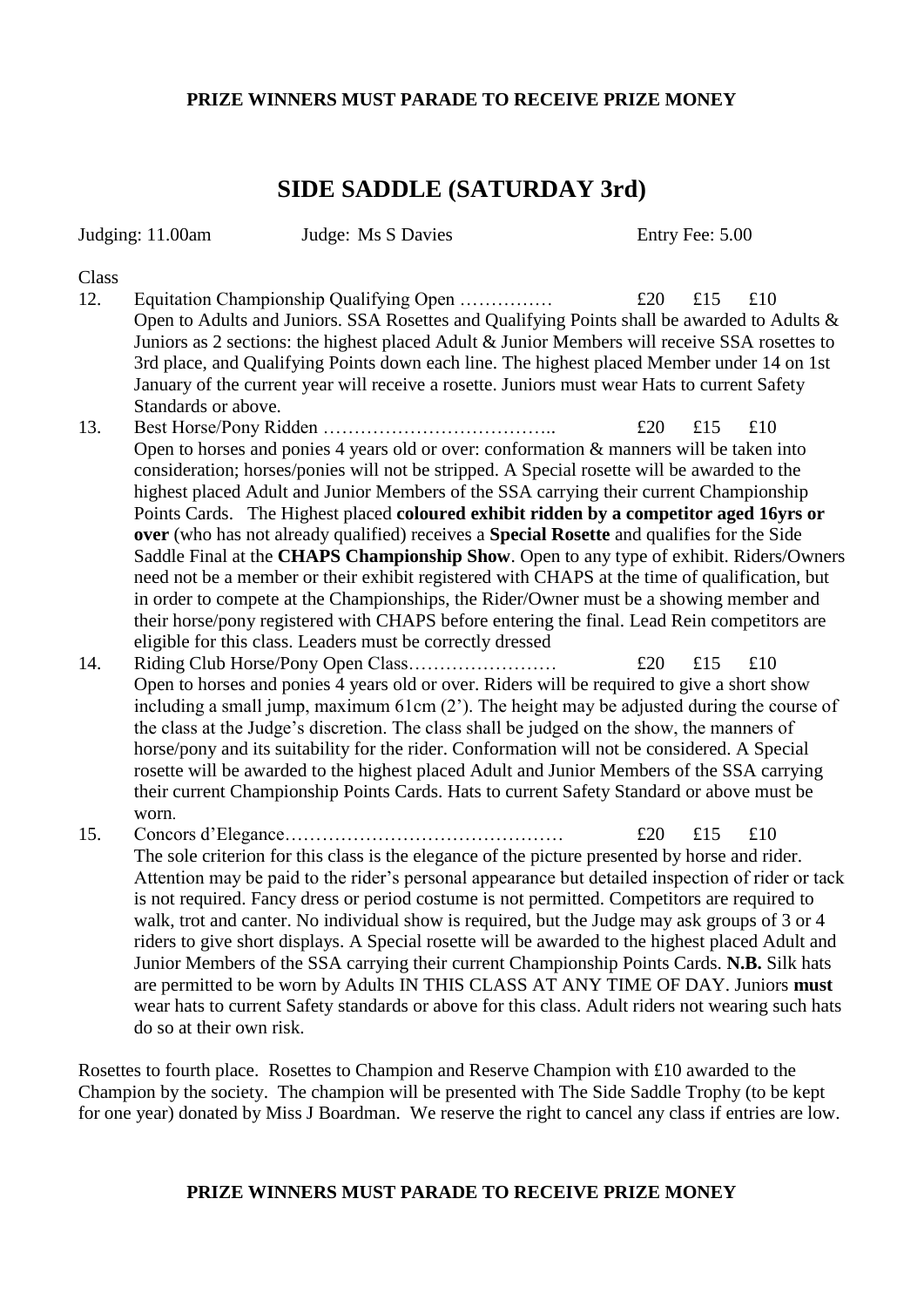**PRIZE WINNERS MUST PARADE TO RECEIVE PRIZE MONEY**

# SIDE SADDLE (SATURDAY 3rd)

Judging: 11.00am    Judge: Ms S Davies    Entry Fee: 5.00

Class

12. Equitation Championship Qualifying Open …………… £20 £15 £10
    Open to Adults and Juniors. SSA Rosettes and Qualifying Points shall be awarded to Adults & Juniors as 2 sections: the highest placed Adult & Junior Members will receive SSA rosettes to 3rd place, and Qualifying Points down each line. The highest placed Member under 14 on 1st January of the current year will receive a rosette. Juniors must wear Hats to current Safety Standards or above.

13. Best Horse/Pony Ridden ……………………………….. £20 £15 £10
    Open to horses and ponies 4 years old or over: conformation & manners will be taken into consideration; horses/ponies will not be stripped. A Special rosette will be awarded to the highest placed Adult and Junior Members of the SSA carrying their current Championship Points Cards. The Highest placed **coloured exhibit ridden by a competitor aged 16yrs or over** (who has not already qualified) receives a **Special Rosette** and qualifies for the Side Saddle Final at the **CHAPS Championship Show**. Open to any type of exhibit. Riders/Owners need not be a member or their exhibit registered with CHAPS at the time of qualification, but in order to compete at the Championships, the Rider/Owner must be a showing member and their horse/pony registered with CHAPS before entering the final. Lead Rein competitors are eligible for this class. Leaders must be correctly dressed

14. Riding Club Horse/Pony Open Class…………………… £20 £15 £10
    Open to horses and ponies 4 years old or over. Riders will be required to give a short show including a small jump, maximum 61cm (2'). The height may be adjusted during the course of the class at the Judge's discretion. The class shall be judged on the show, the manners of horse/pony and its suitability for the rider. Conformation will not be considered. A Special rosette will be awarded to the highest placed Adult and Junior Members of the SSA carrying their current Championship Points Cards. Hats to current Safety Standard or above must be worn.

15. Concors d'Elegance……………………………………… £20 £15 £10
    The sole criterion for this class is the elegance of the picture presented by horse and rider. Attention may be paid to the rider's personal appearance but detailed inspection of rider or tack is not required. Fancy dress or period costume is not permitted. Competitors are required to walk, trot and canter. No individual show is required, but the Judge may ask groups of 3 or 4 riders to give short displays. A Special rosette will be awarded to the highest placed Adult and Junior Members of the SSA carrying their current Championship Points Cards. **N.B.** Silk hats are permitted to be worn by Adults IN THIS CLASS AT ANY TIME OF DAY. Juniors **must** wear hats to current Safety standards or above for this class. Adult riders not wearing such hats do so at their own risk.

Rosettes to fourth place. Rosettes to Champion and Reserve Champion with £10 awarded to the Champion by the society. The champion will be presented with The Side Saddle Trophy (to be kept for one year) donated by Miss J Boardman. We reserve the right to cancel any class if entries are low.

**PRIZE WINNERS MUST PARADE TO RECEIVE PRIZE MONEY**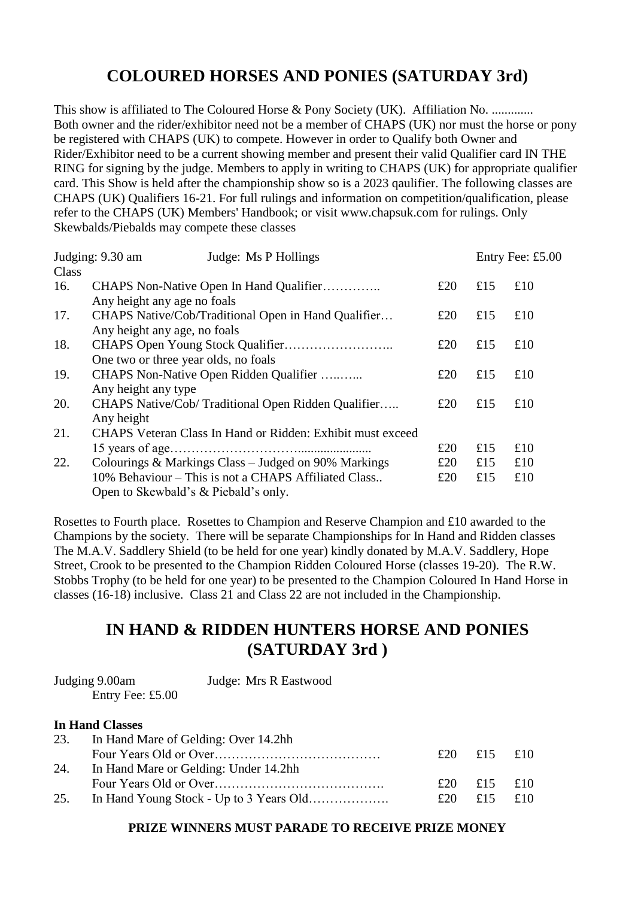## COLOURED HORSES AND PONIES (SATURDAY 3rd)

This show is affiliated to The Coloured Horse & Pony Society (UK). Affiliation No. ............. Both owner and the rider/exhibitor need not be a member of CHAPS (UK) nor must the horse or pony be registered with CHAPS (UK) to compete. However in order to Qualify both Owner and Rider/Exhibitor need to be a current showing member and present their valid Qualifier card IN THE RING for signing by the judge. Members to apply in writing to CHAPS (UK) for appropriate qualifier card. This Show is held after the championship show so is a 2023 qaulifier. The following classes are CHAPS (UK) Qualifiers 16-21. For full rulings and information on competition/qualification, please refer to the CHAPS (UK) Members' Handbook; or visit www.chapsuk.com for rulings. Only Skewbalds/Piebalds may compete these classes

Judging: 9.30 am Judge: Ms P Hollings Entry Fee: £5.00

| Class | | | | |
|---|---|---|---|---|
| 16. | CHAPS Non-Native Open In Hand Qualifier…………..<br>Any height any age no foals | £20 | £15 | £10 |
| 17. | CHAPS Native/Cob/Traditional Open in Hand Qualifier…<br>Any height any age, no foals | £20 | £15 | £10 |
| 18. | CHAPS Open Young Stock Qualifier……………………..<br>One two or three year olds, no foals | £20 | £15 | £10 |
| 19. | CHAPS Non-Native Open Ridden Qualifier …..…...<br>Any height any type | £20 | £15 | £10 |
| 20. | CHAPS Native/Cob/ Traditional Open Ridden Qualifier…..<br>Any height | £20 | £15 | £10 |
| 21. | CHAPS Veteran Class In Hand or Ridden: Exhibit must exceed 15 years of age……………………….................... | £20 | £15 | £10 |
| 22. | Colourings & Markings Class – Judged on 90% Markings | £20 | £15 | £10 |
| | 10% Behaviour – This is not a CHAPS Affiliated Class..<br>Open to Skewbald's & Piebald's only. | £20 | £15 | £10 |

Rosettes to Fourth place. Rosettes to Champion and Reserve Champion and £10 awarded to the Champions by the society. There will be separate Championships for In Hand and Ridden classes The M.A.V. Saddlery Shield (to be held for one year) kindly donated by M.A.V. Saddlery, Hope Street, Crook to be presented to the Champion Ridden Coloured Horse (classes 19-20). The R.W. Stobbs Trophy (to be held for one year) to be presented to the Champion Coloured In Hand Horse in classes (16-18) inclusive. Class 21 and Class 22 are not included in the Championship.

## IN HAND & RIDDEN HUNTERS HORSE AND PONIES (SATURDAY 3rd )

Judging 9.00am Judge: Mrs R Eastwood
Entry Fee: £5.00

**In Hand Classes**

| | | | | |
|---|---|---|---|---|
| 23. | In Hand Mare of Gelding: Over 14.2hh<br>Four Years Old or Over………………………………… | £20 | £15 | £10 |
| 24. | In Hand Mare or Gelding: Under 14.2hh<br>Four Years Old or Over…………………………………. | £20 | £15 | £10 |
| 25. | In Hand Young Stock - Up to 3 Years Old………………. | £20 | £15 | £10 |

**PRIZE WINNERS MUST PARADE TO RECEIVE PRIZE MONEY**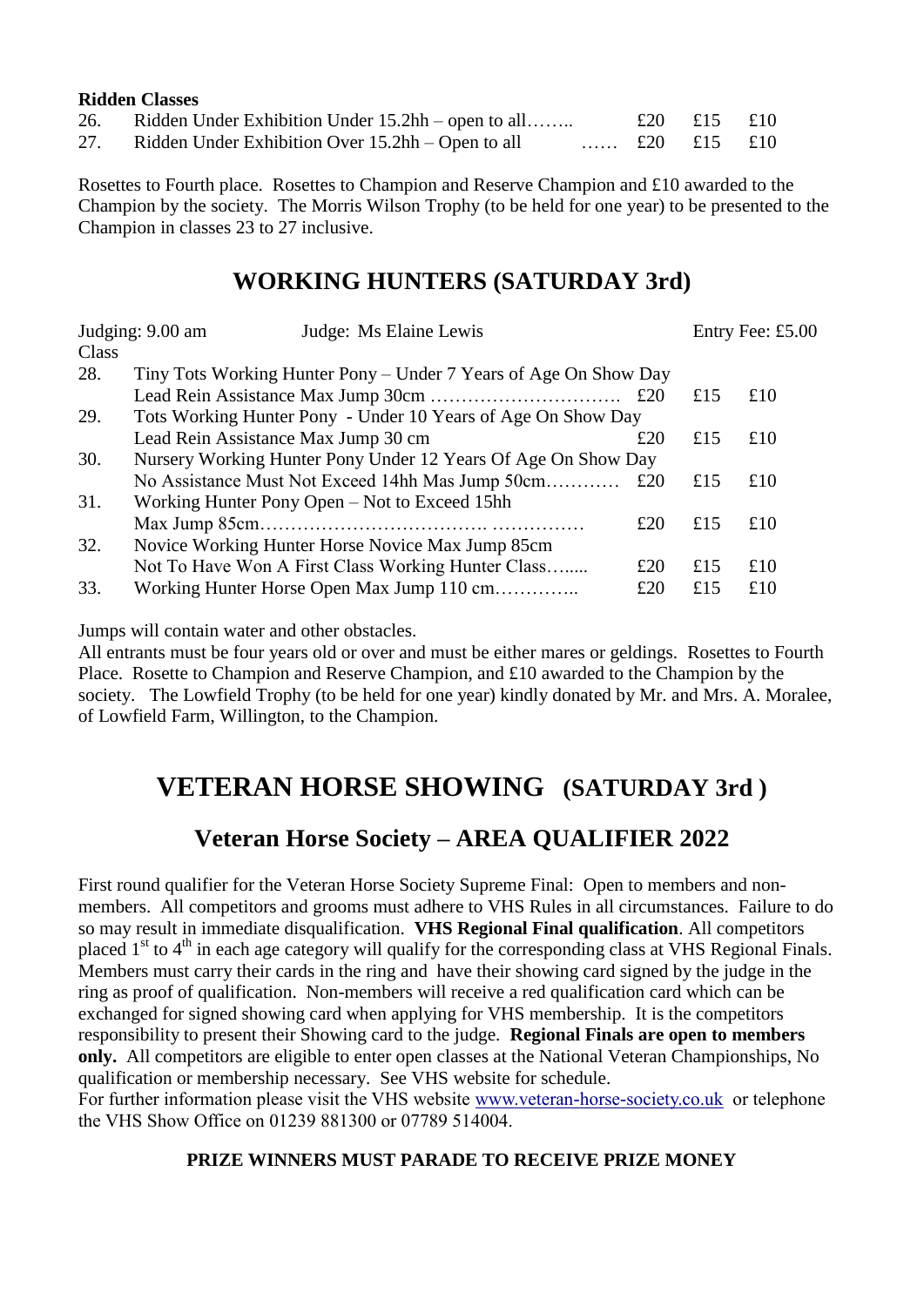**Ridden Classes**

| Class | | 1st | 2nd | 3rd |
|---|---|---|---|---|
| 26. | Ridden Under Exhibition Under 15.2hh – open to all…….. | £20 | £15 | £10 |
| 27. | Ridden Under Exhibition Over 15.2hh – Open to all …… | £20 | £15 | £10 |

Rosettes to Fourth place. Rosettes to Champion and Reserve Champion and £10 awarded to the Champion by the society. The Morris Wilson Trophy (to be held for one year) to be presented to the Champion in classes 23 to 27 inclusive.

## WORKING HUNTERS (SATURDAY 3rd)

Judging: 9.00 am    Judge: Ms Elaine Lewis    Entry Fee: £5.00

| Class | | 1st | 2nd | 3rd |
|---|---|---|---|---|
| 28. | Tiny Tots Working Hunter Pony – Under 7 Years of Age On Show Day Lead Rein Assistance Max Jump 30cm …………………………. | £20 | £15 | £10 |
| 29. | Tots Working Hunter Pony - Under 10 Years of Age On Show Day Lead Rein Assistance Max Jump 30 cm | £20 | £15 | £10 |
| 30. | Nursery Working Hunter Pony Under 12 Years Of Age On Show Day No Assistance Must Not Exceed 14hh Mas Jump 50cm………… | £20 | £15 | £10 |
| 31. | Working Hunter Pony Open – Not to Exceed 15hh Max Jump 85cm………………………………. …………… | £20 | £15 | £10 |
| 32. | Novice Working Hunter Horse Novice Max Jump 85cm Not To Have Won A First Class Working Hunter Class…..... | £20 | £15 | £10 |
| 33. | Working Hunter Horse Open Max Jump 110 cm………….. | £20 | £15 | £10 |

Jumps will contain water and other obstacles.

All entrants must be four years old or over and must be either mares or geldings. Rosettes to Fourth Place. Rosette to Champion and Reserve Champion, and £10 awarded to the Champion by the society. The Lowfield Trophy (to be held for one year) kindly donated by Mr. and Mrs. A. Moralee, of Lowfield Farm, Willington, to the Champion.

# VETERAN HORSE SHOWING (SATURDAY 3rd )

## Veteran Horse Society – AREA QUALIFIER 2022

First round qualifier for the Veteran Horse Society Supreme Final: Open to members and non-members. All competitors and grooms must adhere to VHS Rules in all circumstances. Failure to do so may result in immediate disqualification. **VHS Regional Final qualification**. All competitors placed 1st to 4th in each age category will qualify for the corresponding class at VHS Regional Finals. Members must carry their cards in the ring and have their showing card signed by the judge in the ring as proof of qualification. Non-members will receive a red qualification card which can be exchanged for signed showing card when applying for VHS membership. It is the competitors responsibility to present their Showing card to the judge. **Regional Finals are open to members only.** All competitors are eligible to enter open classes at the National Veteran Championships, No qualification or membership necessary. See VHS website for schedule.

For further information please visit the VHS website www.veteran-horse-society.co.uk or telephone the VHS Show Office on 01239 881300 or 07789 514004.

**PRIZE WINNERS MUST PARADE TO RECEIVE PRIZE MONEY**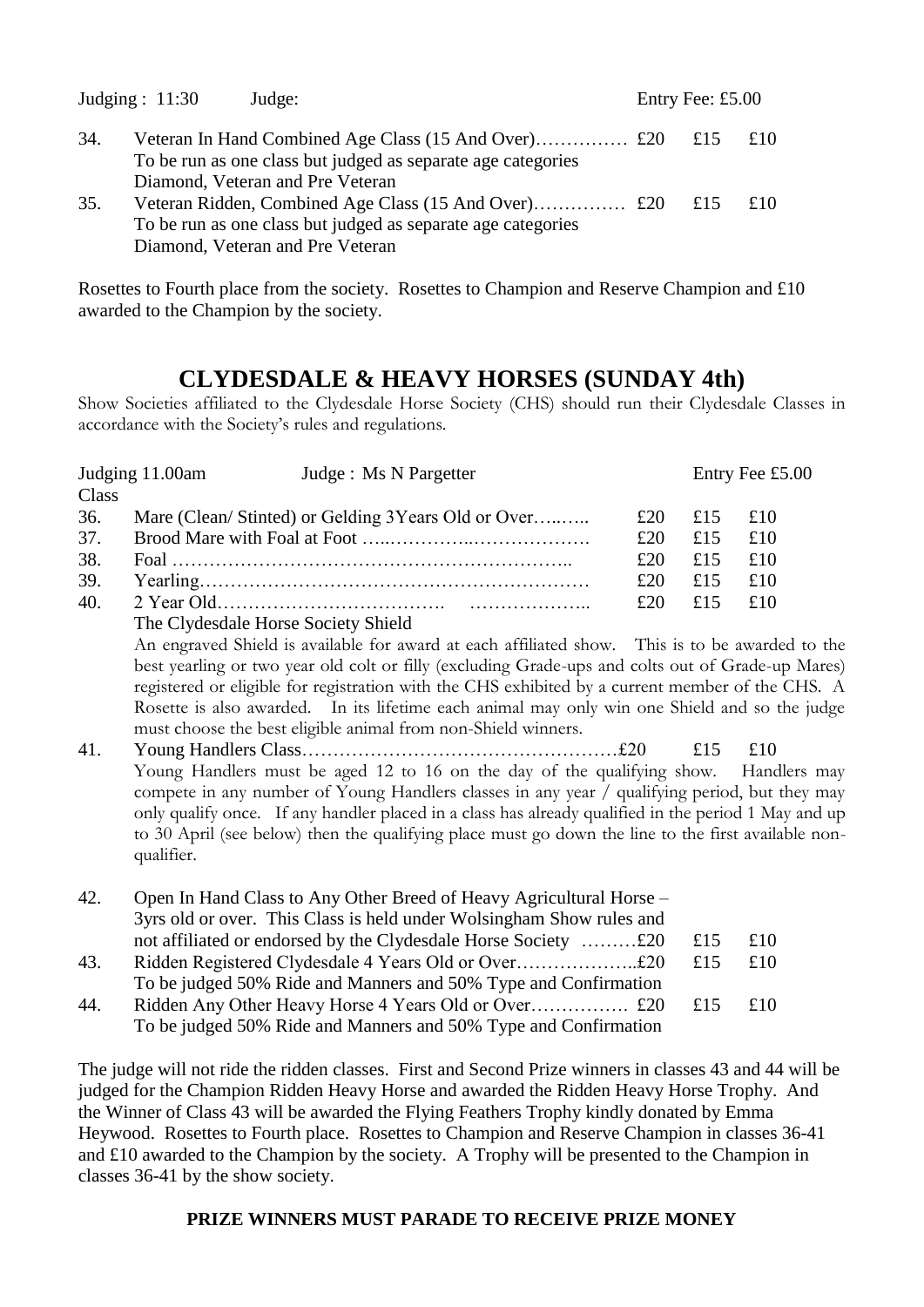Judging : 11:30 Judge: Entry Fee: £5.00

34. Veteran In Hand Combined Age Class (15 And Over)…………… £20 £15 £10
To be run as one class but judged as separate age categories
Diamond, Veteran and Pre Veteran

35. Veteran Ridden, Combined Age Class (15 And Over)…………… £20 £15 £10
To be run as one class but judged as separate age categories
Diamond, Veteran and Pre Veteran

Rosettes to Fourth place from the society. Rosettes to Champion and Reserve Champion and £10 awarded to the Champion by the society.

# CLYDESDALE & HEAVY HORSES (SUNDAY 4th)

Show Societies affiliated to the Clydesdale Horse Society (CHS) should run their Clydesdale Classes in accordance with the Society's rules and regulations.

Judging 11.00am Judge : Ms N Pargetter Entry Fee £5.00

| Class | | | | |
|---|---|---|---|---|
| 36. | Mare (Clean/ Stinted) or Gelding 3Years Old or Over…..….. | £20 | £15 | £10 |
| 37. | Brood Mare with Foal at Foot …..…………..………………. | £20 | £15 | £10 |
| 38. | Foal ……………………………………………………….. | £20 | £15 | £10 |
| 39. | Yearling……………………………………………………… | £20 | £15 | £10 |
| 40. | 2 Year Old………………………………. ……………….. | £20 | £15 | £10 |

The Clydesdale Horse Society Shield

An engraved Shield is available for award at each affiliated show. This is to be awarded to the best yearling or two year old colt or filly (excluding Grade-ups and colts out of Grade-up Mares) registered or eligible for registration with the CHS exhibited by a current member of the CHS. A Rosette is also awarded. In its lifetime each animal may only win one Shield and so the judge must choose the best eligible animal from non-Shield winners.

41. Young Handlers Class…………………………………………….£20 £15 £10
Young Handlers must be aged 12 to 16 on the day of the qualifying show. Handlers may compete in any number of Young Handlers classes in any year / qualifying period, but they may only qualify once. If any handler placed in a class has already qualified in the period 1 May and up to 30 April (see below) then the qualifying place must go down the line to the first available non-qualifier.

42. Open In Hand Class to Any Other Breed of Heavy Agricultural Horse – 3yrs old or over. This Class is held under Wolsingham Show rules and not affiliated or endorsed by the Clydesdale Horse Society ………£20 £15 £10

43. Ridden Registered Clydesdale 4 Years Old or Over………………..£20 £15 £10
To be judged 50% Ride and Manners and 50% Type and Confirmation

44. Ridden Any Other Heavy Horse 4 Years Old or Over……………. £20 £15 £10
To be judged 50% Ride and Manners and 50% Type and Confirmation

The judge will not ride the ridden classes. First and Second Prize winners in classes 43 and 44 will be judged for the Champion Ridden Heavy Horse and awarded the Ridden Heavy Horse Trophy. And the Winner of Class 43 will be awarded the Flying Feathers Trophy kindly donated by Emma Heywood. Rosettes to Fourth place. Rosettes to Champion and Reserve Champion in classes 36-41 and £10 awarded to the Champion by the society. A Trophy will be presented to the Champion in classes 36-41 by the show society.

**PRIZE WINNERS MUST PARADE TO RECEIVE PRIZE MONEY**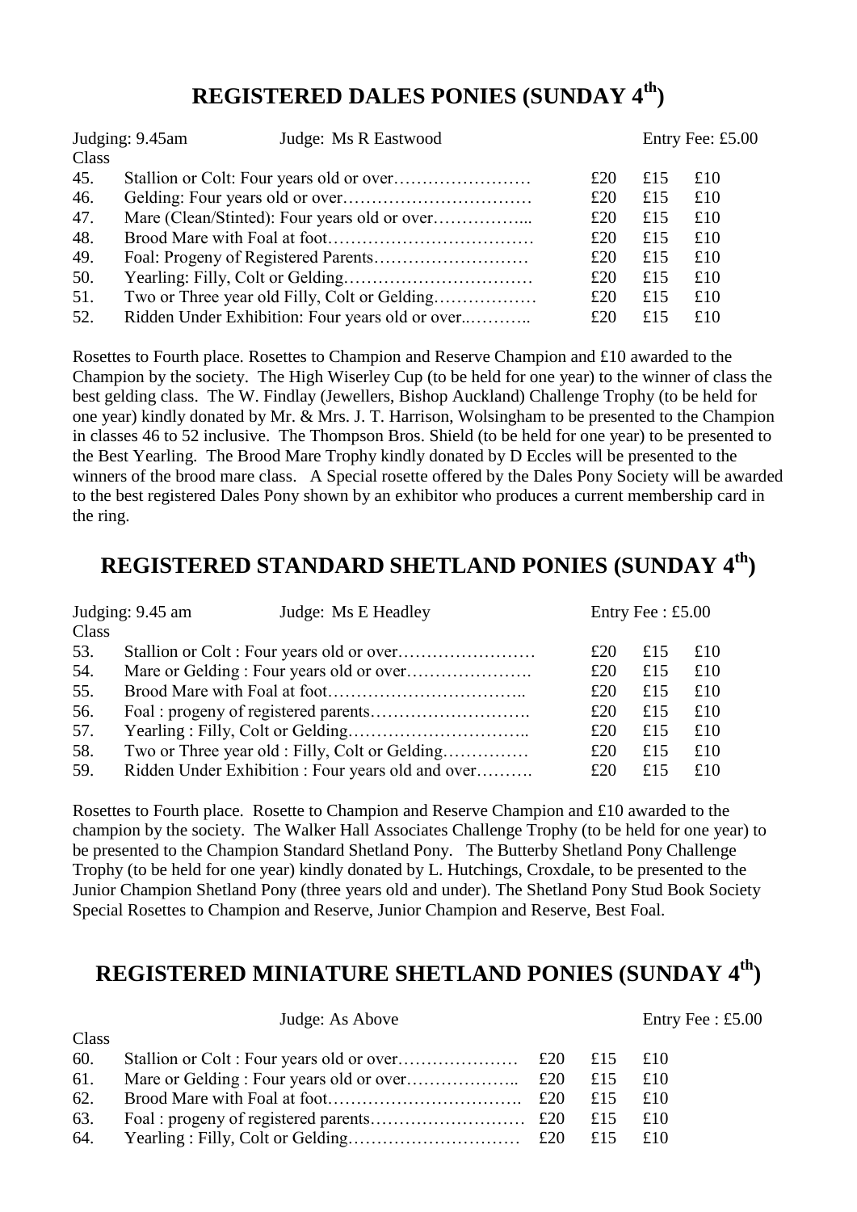## REGISTERED DALES PONIES (SUNDAY 4th)

Judging: 9.45am Judge: Ms R Eastwood Entry Fee: £5.00

| Class | | | | |
|---|---|---|---|---|
| 45. | Stallion or Colt: Four years old or over…………………… | £20 | £15 | £10 |
| 46. | Gelding: Four years old or over…………………………… | £20 | £15 | £10 |
| 47. | Mare (Clean/Stinted): Four years old or over…………….. | £20 | £15 | £10 |
| 48. | Brood Mare with Foal at foot……………………………… | £20 | £15 | £10 |
| 49. | Foal: Progeny of Registered Parents……………………… | £20 | £15 | £10 |
| 50. | Yearling: Filly, Colt or Gelding…………………………… | £20 | £15 | £10 |
| 51. | Two or Three year old Filly, Colt or Gelding……………… | £20 | £15 | £10 |
| 52. | Ridden Under Exhibition: Four years old or over..……….. | £20 | £15 | £10 |

Rosettes to Fourth place. Rosettes to Champion and Reserve Champion and £10 awarded to the Champion by the society. The High Wiserley Cup (to be held for one year) to the winner of class the best gelding class. The W. Findlay (Jewellers, Bishop Auckland) Challenge Trophy (to be held for one year) kindly donated by Mr. & Mrs. J. T. Harrison, Wolsingham to be presented to the Champion in classes 46 to 52 inclusive. The Thompson Bros. Shield (to be held for one year) to be presented to the Best Yearling. The Brood Mare Trophy kindly donated by D Eccles will be presented to the winners of the brood mare class. A Special rosette offered by the Dales Pony Society will be awarded to the best registered Dales Pony shown by an exhibitor who produces a current membership card in the ring.

## REGISTERED STANDARD SHETLAND PONIES (SUNDAY 4th)

Judging: 9.45 am Judge: Ms E Headley Entry Fee : £5.00

| Class | | | | |
|---|---|---|---|---|
| 53. | Stallion or Colt : Four years old or over…………………… | £20 | £15 | £10 |
| 54. | Mare or Gelding : Four years old or over…………………. | £20 | £15 | £10 |
| 55. | Brood Mare with Foal at foot…………………………….. | £20 | £15 | £10 |
| 56. | Foal : progeny of registered parents………………………. | £20 | £15 | £10 |
| 57. | Yearling : Filly, Colt or Gelding………………………….. | £20 | £15 | £10 |
| 58. | Two or Three year old : Filly, Colt or Gelding…………… | £20 | £15 | £10 |
| 59. | Ridden Under Exhibition : Four years old and over………. | £20 | £15 | £10 |

Rosettes to Fourth place. Rosette to Champion and Reserve Champion and £10 awarded to the champion by the society. The Walker Hall Associates Challenge Trophy (to be held for one year) to be presented to the Champion Standard Shetland Pony. The Butterby Shetland Pony Challenge Trophy (to be held for one year) kindly donated by L. Hutchings, Croxdale, to be presented to the Junior Champion Shetland Pony (three years old and under). The Shetland Pony Stud Book Society Special Rosettes to Champion and Reserve, Junior Champion and Reserve, Best Foal.

## REGISTERED MINIATURE SHETLAND PONIES (SUNDAY 4th)

Judge: As Above Entry Fee : £5.00

| Class | | | | |
|---|---|---|---|---|
| 60. | Stallion or Colt : Four years old or over………………… | £20 | £15 | £10 |
| 61. | Mare or Gelding : Four years old or over……………….. | £20 | £15 | £10 |
| 62. | Brood Mare with Foal at foot……………………………. | £20 | £15 | £10 |
| 63. | Foal : progeny of registered parents……………………… | £20 | £15 | £10 |
| 64. | Yearling : Filly, Colt or Gelding………………………… | £20 | £15 | £10 |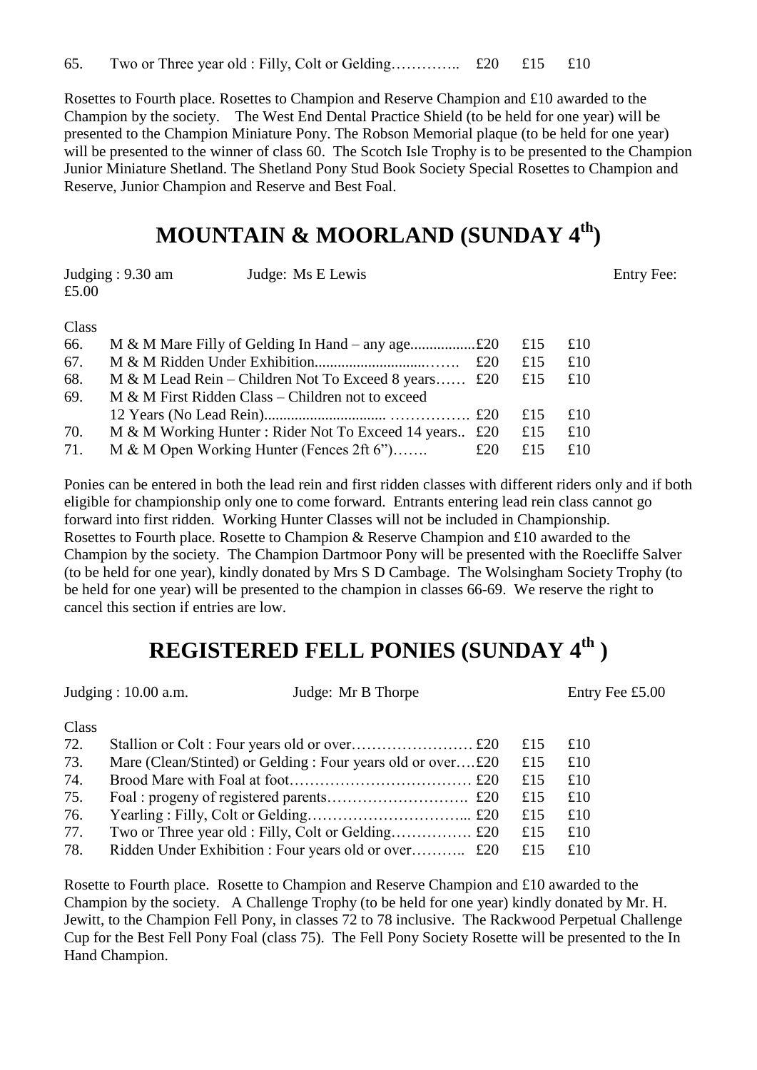65. Two or Three year old : Filly, Colt or Gelding………….. £20 £15 £10

Rosettes to Fourth place. Rosettes to Champion and Reserve Champion and £10 awarded to the Champion by the society. The West End Dental Practice Shield (to be held for one year) will be presented to the Champion Miniature Pony. The Robson Memorial plaque (to be held for one year) will be presented to the winner of class 60. The Scotch Isle Trophy is to be presented to the Champion Junior Miniature Shetland. The Shetland Pony Stud Book Society Special Rosettes to Champion and Reserve, Junior Champion and Reserve and Best Foal.

# MOUNTAIN & MOORLAND (SUNDAY 4th)

Judging : 9.30 am Judge: Ms E Lewis Entry Fee: £5.00

| Class | | | | |
|---|---|---|---|---|
| 66. | M & M Mare Filly of Gelding In Hand – any age................. | £20 | £15 | £10 |
| 67. | M & M Ridden Under Exhibition.............................……. | £20 | £15 | £10 |
| 68. | M & M Lead Rein – Children Not To Exceed 8 years…… | £20 | £15 | £10 |
| 69. | M & M First Ridden Class – Children not to exceed 12 Years (No Lead Rein)................................ ……………. | £20 | £15 | £10 |
| 70. | M & M Working Hunter : Rider Not To Exceed 14 years.. | £20 | £15 | £10 |
| 71. | M & M Open Working Hunter (Fences 2ft 6")……. | £20 | £15 | £10 |

Ponies can be entered in both the lead rein and first ridden classes with different riders only and if both eligible for championship only one to come forward. Entrants entering lead rein class cannot go forward into first ridden. Working Hunter Classes will not be included in Championship.
Rosettes to Fourth place. Rosette to Champion & Reserve Champion and £10 awarded to the Champion by the society. The Champion Dartmoor Pony will be presented with the Roecliffe Salver (to be held for one year), kindly donated by Mrs S D Cambage. The Wolsingham Society Trophy (to be held for one year) will be presented to the champion in classes 66-69. We reserve the right to cancel this section if entries are low.

# REGISTERED FELL PONIES (SUNDAY 4th )

Judging : 10.00 a.m. Judge: Mr B Thorpe Entry Fee £5.00

| Class | | | | |
|---|---|---|---|---|
| 72. | Stallion or Colt : Four years old or over…………………… | £20 | £15 | £10 |
| 73. | Mare (Clean/Stinted) or Gelding : Four years old or over…. | £20 | £15 | £10 |
| 74. | Brood Mare with Foal at foot……………………………… | £20 | £15 | £10 |
| 75. | Foal : progeny of registered parents………………………. | £20 | £15 | £10 |
| 76. | Yearling : Filly, Colt or Gelding…………………………... | £20 | £15 | £10 |
| 77. | Two or Three year old : Filly, Colt or Gelding……………. | £20 | £15 | £10 |
| 78. | Ridden Under Exhibition : Four years old or over……….. | £20 | £15 | £10 |

Rosette to Fourth place. Rosette to Champion and Reserve Champion and £10 awarded to the Champion by the society. A Challenge Trophy (to be held for one year) kindly donated by Mr. H. Jewitt, to the Champion Fell Pony, in classes 72 to 78 inclusive. The Rackwood Perpetual Challenge Cup for the Best Fell Pony Foal (class 75). The Fell Pony Society Rosette will be presented to the In Hand Champion.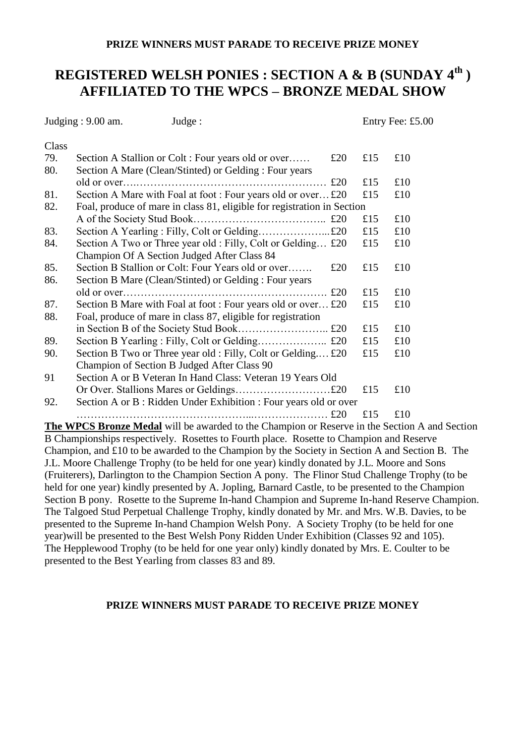**PRIZE WINNERS MUST PARADE TO RECEIVE PRIZE MONEY**

# REGISTERED WELSH PONIES : SECTION A & B (SUNDAY 4th ) AFFILIATED TO THE WPCS – BRONZE MEDAL SHOW

Judging : 9.00 am. Judge : Entry Fee: £5.00

| Class | | | | |
|---|---|---|---|---|
| 79. | Section A Stallion or Colt : Four years old or over…… | £20 | £15 | £10 |
| 80. | Section A Mare (Clean/Stinted) or Gelding : Four years old or over…………………………………………………… | £20 | £15 | £10 |
| 81. | Section A Mare with Foal at foot : Four years old or over… | £20 | £15 | £10 |
| 82. | Foal, produce of mare in class 81, eligible for registration in Section A of the Society Stud Book……………………………….. | £20 | £15 | £10 |
| 83. | Section A Yearling : Filly, Colt or Gelding………………... | £20 | £15 | £10 |
| 84. | Section A Two or Three year old : Filly, Colt or Gelding… | £20 | £15 | £10 |
| | Champion Of A Section Judged After Class 84 | | | |
| 85. | Section B Stallion or Colt: Four Years old or over……. | £20 | £15 | £10 |
| 86. | Section B Mare (Clean/Stinted) or Gelding : Four years old or over…………………………………………………. | £20 | £15 | £10 |
| 87. | Section B Mare with Foal at foot : Four years old or over… | £20 | £15 | £10 |
| 88. | Foal, produce of mare in class 87, eligible for registration in Section B of the Society Stud Book…………………….. | £20 | £15 | £10 |
| 89. | Section B Yearling : Filly, Colt or Gelding……………….. | £20 | £15 | £10 |
| 90. | Section B Two or Three year old : Filly, Colt or Gelding.… | £20 | £15 | £10 |
| | Champion of Section B Judged After Class 90 | | | |
| 91 | Section A or B Veteran In Hand Class: Veteran 19 Years Old Or Over. Stallions Mares or Geldings……………………… | £20 | £15 | £10 |
| 92. | Section A or B : Ridden Under Exhibition : Four years old or over ………………………………………...………………… | £20 | £15 | £10 |

**The WPCS Bronze Medal** will be awarded to the Champion or Reserve in the Section A and Section B Championships respectively. Rosettes to Fourth place. Rosette to Champion and Reserve Champion, and £10 to be awarded to the Champion by the Society in Section A and Section B. The J.L. Moore Challenge Trophy (to be held for one year) kindly donated by J.L. Moore and Sons (Fruiterers), Darlington to the Champion Section A pony. The Flinor Stud Challenge Trophy (to be held for one year) kindly presented by A. Jopling, Barnard Castle, to be presented to the Champion Section B pony. Rosette to the Supreme In-hand Champion and Supreme In-hand Reserve Champion. The Talgoed Stud Perpetual Challenge Trophy, kindly donated by Mr. and Mrs. W.B. Davies, to be presented to the Supreme In-hand Champion Welsh Pony. A Society Trophy (to be held for one year)will be presented to the Best Welsh Pony Ridden Under Exhibition (Classes 92 and 105). The Hepplewood Trophy (to be held for one year only) kindly donated by Mrs. E. Coulter to be presented to the Best Yearling from classes 83 and 89.

**PRIZE WINNERS MUST PARADE TO RECEIVE PRIZE MONEY**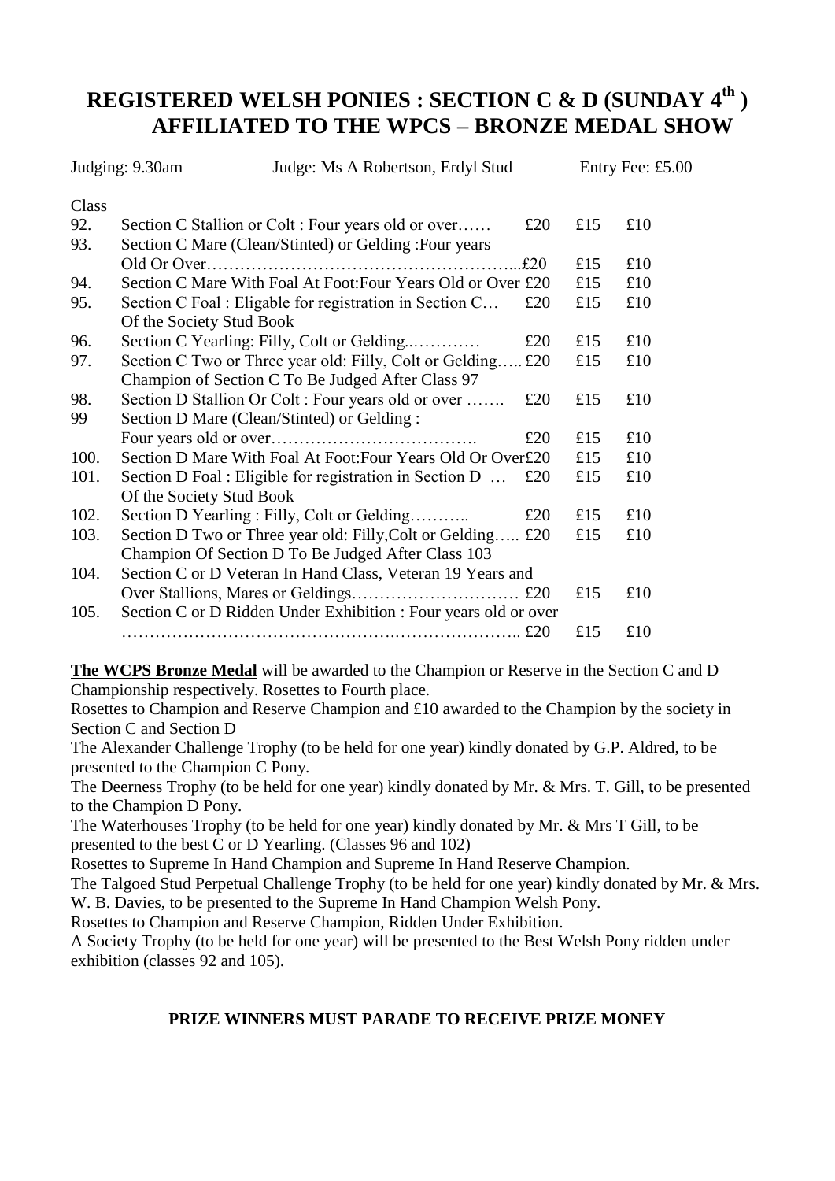# REGISTERED WELSH PONIES : SECTION C & D (SUNDAY 4th )
# AFFILIATED TO THE WPCS – BRONZE MEDAL SHOW

Judging: 9.30am Judge: Ms A Robertson, Erdyl Stud Entry Fee: £5.00

| Class | | | | |
|---|---|---|---|---|
| 92. | Section C Stallion or Colt : Four years old or over…… | £20 | £15 | £10 |
| 93. | Section C Mare (Clean/Stinted) or Gelding :Four years Old Or Over………………………………………………...£20 | | £15 | £10 |
| 94. | Section C Mare With Foal At Foot:Four Years Old or Over £20 | | £15 | £10 |
| 95. | Section C Foal : Eligable for registration in Section C… Of the Society Stud Book | £20 | £15 | £10 |
| 96. | Section C Yearling: Filly, Colt or Gelding..………… | £20 | £15 | £10 |
| 97. | Section C Two or Three year old: Filly, Colt or Gelding….. £20 | | £15 | £10 |
| | Champion of Section C To Be Judged After Class 97 | | | |
| 98. | Section D Stallion Or Colt : Four years old or over ……. | £20 | £15 | £10 |
| 99 | Section D Mare (Clean/Stinted) or Gelding : Four years old or over………………………………. | £20 | £15 | £10 |
| 100. | Section D Mare With Foal At Foot:Four Years Old Or Over£20 | | £15 | £10 |
| 101. | Section D Foal : Eligible for registration in Section D … Of the Society Stud Book | £20 | £15 | £10 |
| 102. | Section D Yearling : Filly, Colt or Gelding……….. | £20 | £15 | £10 |
| 103. | Section D Two or Three year old: Filly,Colt or Gelding….. £20 | | £15 | £10 |
| | Champion Of Section D To Be Judged After Class 103 | | | |
| 104. | Section C or D Veteran In Hand Class, Veteran 19 Years and Over Stallions, Mares or Geldings………………………… £20 | | £15 | £10 |
| 105. | Section C or D Ridden Under Exhibition : Four years old or over …………………………………….………………….. £20 | | £15 | £10 |

**The WCPS Bronze Medal** will be awarded to the Champion or Reserve in the Section C and D Championship respectively. Rosettes to Fourth place.

Rosettes to Champion and Reserve Champion and £10 awarded to the Champion by the society in Section C and Section D

The Alexander Challenge Trophy (to be held for one year) kindly donated by G.P. Aldred, to be presented to the Champion C Pony.

The Deerness Trophy (to be held for one year) kindly donated by Mr. & Mrs. T. Gill, to be presented to the Champion D Pony.

The Waterhouses Trophy (to be held for one year) kindly donated by Mr. & Mrs T Gill, to be presented to the best C or D Yearling. (Classes 96 and 102)

Rosettes to Supreme In Hand Champion and Supreme In Hand Reserve Champion.

The Talgoed Stud Perpetual Challenge Trophy (to be held for one year) kindly donated by Mr. & Mrs. W. B. Davies, to be presented to the Supreme In Hand Champion Welsh Pony.

Rosettes to Champion and Reserve Champion, Ridden Under Exhibition.

A Society Trophy (to be held for one year) will be presented to the Best Welsh Pony ridden under exhibition (classes 92 and 105).

**PRIZE WINNERS MUST PARADE TO RECEIVE PRIZE MONEY**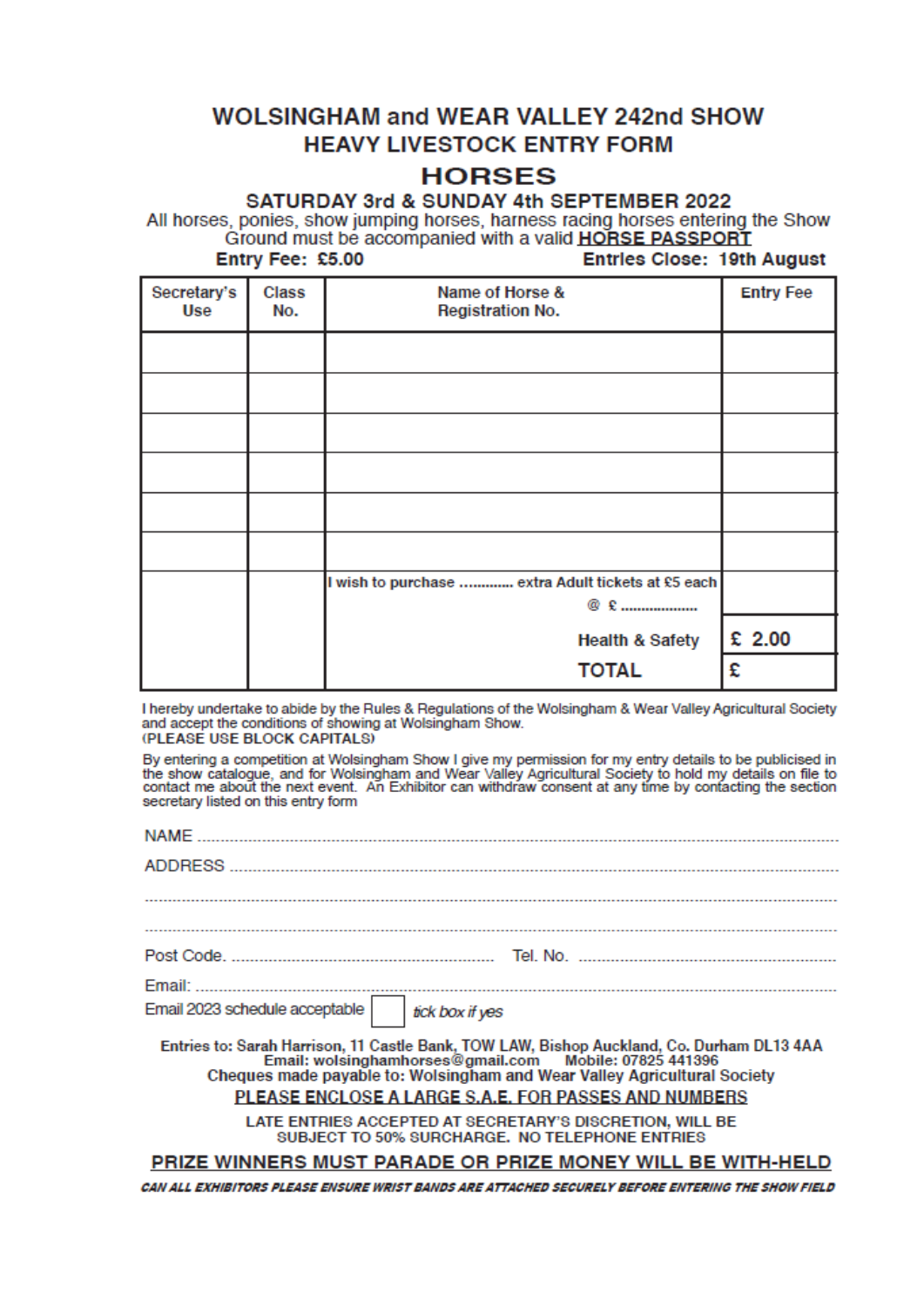# WOLSINGHAM and WEAR VALLEY 242nd SHOW

## HEAVY LIVESTOCK ENTRY FORM

## HORSES

### SATURDAY 3rd & SUNDAY 4th SEPTEMBER 2022

All horses, ponies, show jumping horses, harness racing horses entering the Show Ground must be accompanied with a valid **HORSE PASSPORT**

**Entry Fee: £5.00** **Entries Close: 19th August**

| Secretary's Use | Class No. | Name of Horse & Registration No. | Entry Fee |
|---|---|---|---|
| | | | |
| | | | |
| | | | |
| | | | |
| | | | |
| | | | |
| | | I wish to purchase ............ extra Adult tickets at £5 each @ £ .................... | |
| | | Health & Safety | £ 2.00 |
| | | TOTAL | £ |

I hereby undertake to abide by the Rules & Regulations of the Wolsingham & Wear Valley Agricultural Society and accept the conditions of showing at Wolsingham Show.
(PLEASE USE BLOCK CAPITALS)

By entering a competition at Wolsingham Show I give my permission for my entry details to be publicised in the show catalogue, and for Wolsingham and Wear Valley Agricultural Society to hold my details on file to contact me about the next event. An Exhibitor can withdraw consent at any time by contacting the section secretary listed on this entry form

NAME ....................................................................................................

ADDRESS ....................................................................................................

....................................................................................................

....................................................................................................

Post Code. ................................................ Tel. No. ................................................

Email: ....................................................................................................

Email 2023 schedule acceptable ☐ *tick box if yes*

**Entries to: Sarah Harrison, 11 Castle Bank, TOW LAW, Bishop Auckland, Co. Durham DL13 4AA**
**Email: wolsinghamhorses@gmail.com Mobile: 07825 441396**
**Cheques made payable to: Wolsingham and Wear Valley Agricultural Society**

**PLEASE ENCLOSE A LARGE S.A.E. FOR PASSES AND NUMBERS**

**LATE ENTRIES ACCEPTED AT SECRETARY'S DISCRETION, WILL BE SUBJECT TO 50% SURCHARGE. NO TELEPHONE ENTRIES**

**PRIZE WINNERS MUST PARADE OR PRIZE MONEY WILL BE WITH-HELD**

***CAN ALL EXHIBITORS PLEASE ENSURE WRIST BANDS ARE ATTACHED SECURELY BEFORE ENTERING THE SHOW FIELD***